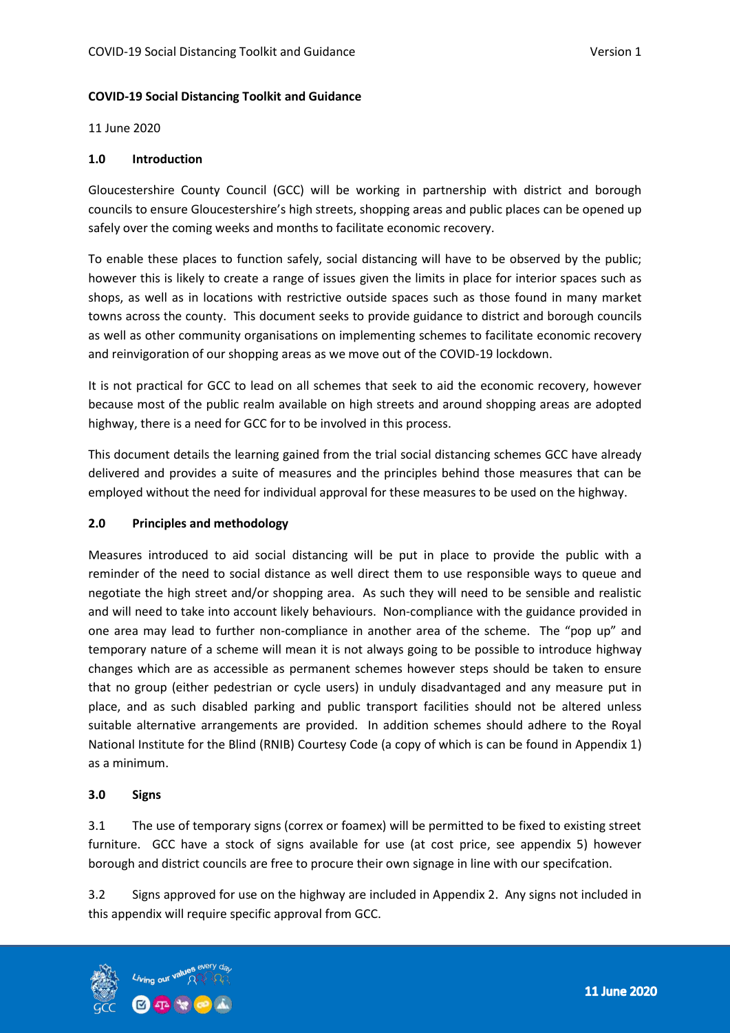**COVID-19 Social Distancing Toolkit and Guidance**

11 June 2020

## 1.0 Introduction

Gloucestershire County Council (GCC) will be working in partnership with district and borough councils to ensure Gloucestershire's high streets, shopping areas and public places can be opened up safely over the coming weeks and months to facilitate economic recovery.

To enable these places to function safely, social distancing will have to be observed by the public; however this is likely to create a range of issues given the limits in place for interior spaces such as shops, as well as in locations with restrictive outside spaces such as those found in many market towns across the county. This document seeks to provide guidance to district and borough councils as well as other community organisations on implementing schemes to facilitate economic recovery and reinvigoration of our shopping areas as we move out of the COVID-19 lockdown.

It is not practical for GCC to lead on all schemes that seek to aid the economic recovery, however because most of the public realm available on high streets and around shopping areas are adopted highway, there is a need for GCC for to be involved in this process.

This document details the learning gained from the trial social distancing schemes GCC have already delivered and provides a suite of measures and the principles behind those measures that can be employed without the need for individual approval for these measures to be used on the highway.

## 2.0 Principles and methodology

Measures introduced to aid social distancing will be put in place to provide the public with a reminder of the need to social distance as well direct them to use responsible ways to queue and negotiate the high street and/or shopping area. As such they will need to be sensible and realistic and will need to take into account likely behaviours. Non-compliance with the guidance provided in one area may lead to further non-compliance in another area of the scheme. The "pop up" and temporary nature of a scheme will mean it is not always going to be possible to introduce highway changes which are as accessible as permanent schemes however steps should be taken to ensure that no group (either pedestrian or cycle users) in unduly disadvantaged and any measure put in place, and as such disabled parking and public transport facilities should not be altered unless suitable alternative arrangements are provided. In addition schemes should adhere to the Royal National Institute for the Blind (RNIB) Courtesy Code (a copy of which is can be found in Appendix 1) as a minimum.

## 3.0 Signs

3.1 The use of temporary signs (correx or foamex) will be permitted to be fixed to existing street furniture. GCC have a stock of signs available for use (at cost price, see appendix 5) however borough and district councils are free to procure their own signage in line with our specifcation.

3.2 Signs approved for use on the highway are included in Appendix 2. Any signs not included in this appendix will require specific approval from GCC.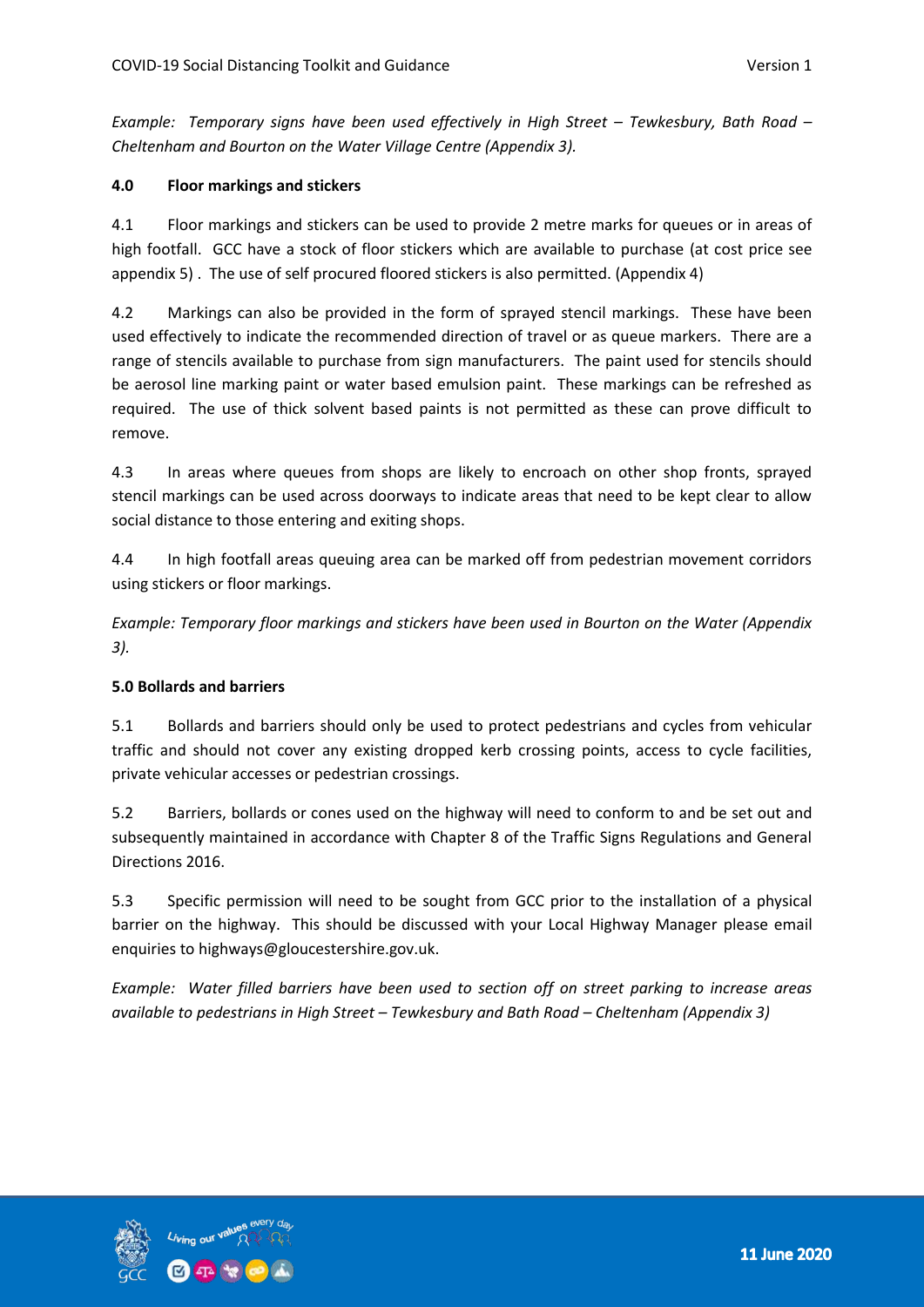*Example: Temporary signs have been used effectively in High Street – Tewkesbury, Bath Road – Cheltenham and Bourton on the Water Village Centre (Appendix 3).*

## 4.0 Floor markings and stickers

4.1 Floor markings and stickers can be used to provide 2 metre marks for queues or in areas of high footfall. GCC have a stock of floor stickers which are available to purchase (at cost price see appendix 5) . The use of self procured floored stickers is also permitted. (Appendix 4)

4.2 Markings can also be provided in the form of sprayed stencil markings. These have been used effectively to indicate the recommended direction of travel or as queue markers. There are a range of stencils available to purchase from sign manufacturers. The paint used for stencils should be aerosol line marking paint or water based emulsion paint. These markings can be refreshed as required. The use of thick solvent based paints is not permitted as these can prove difficult to remove.

4.3 In areas where queues from shops are likely to encroach on other shop fronts, sprayed stencil markings can be used across doorways to indicate areas that need to be kept clear to allow social distance to those entering and exiting shops.

4.4 In high footfall areas queuing area can be marked off from pedestrian movement corridors using stickers or floor markings.

*Example: Temporary floor markings and stickers have been used in Bourton on the Water (Appendix 3).*

## 5.0 Bollards and barriers

5.1 Bollards and barriers should only be used to protect pedestrians and cycles from vehicular traffic and should not cover any existing dropped kerb crossing points, access to cycle facilities, private vehicular accesses or pedestrian crossings.

5.2 Barriers, bollards or cones used on the highway will need to conform to and be set out and subsequently maintained in accordance with Chapter 8 of the Traffic Signs Regulations and General Directions 2016.

5.3 Specific permission will need to be sought from GCC prior to the installation of a physical barrier on the highway. This should be discussed with your Local Highway Manager please email enquiries to highways@gloucestershire.gov.uk.

*Example: Water filled barriers have been used to section off on street parking to increase areas available to pedestrians in High Street – Tewkesbury and Bath Road – Cheltenham (Appendix 3)*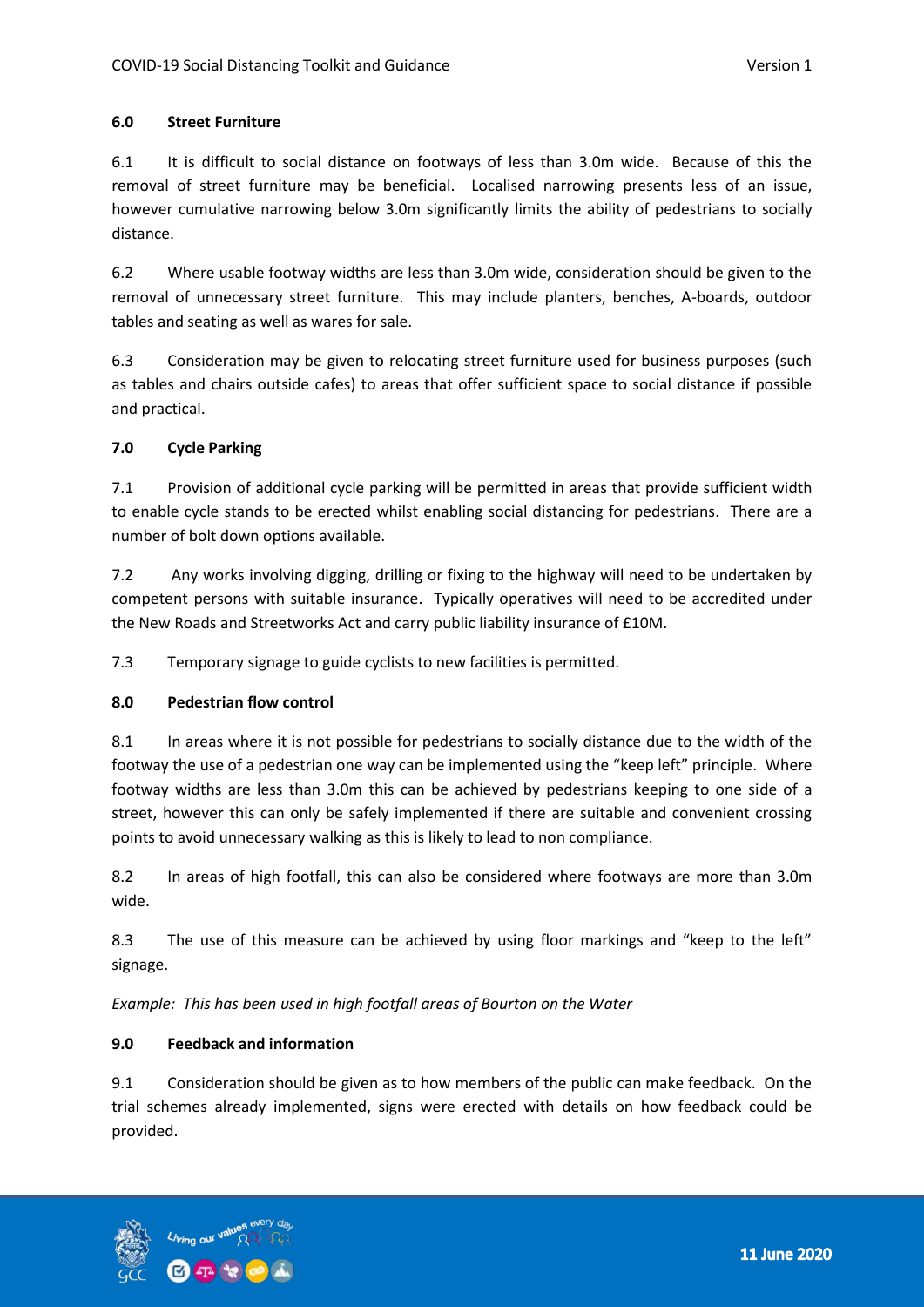## 6.0 Street Furniture

6.1 It is difficult to social distance on footways of less than 3.0m wide. Because of this the removal of street furniture may be beneficial. Localised narrowing presents less of an issue, however cumulative narrowing below 3.0m significantly limits the ability of pedestrians to socially distance.

6.2 Where usable footway widths are less than 3.0m wide, consideration should be given to the removal of unnecessary street furniture. This may include planters, benches, A-boards, outdoor tables and seating as well as wares for sale.

6.3 Consideration may be given to relocating street furniture used for business purposes (such as tables and chairs outside cafes) to areas that offer sufficient space to social distance if possible and practical.

## 7.0 Cycle Parking

7.1 Provision of additional cycle parking will be permitted in areas that provide sufficient width to enable cycle stands to be erected whilst enabling social distancing for pedestrians. There are a number of bolt down options available.

7.2 Any works involving digging, drilling or fixing to the highway will need to be undertaken by competent persons with suitable insurance. Typically operatives will need to be accredited under the New Roads and Streetworks Act and carry public liability insurance of £10M.

7.3 Temporary signage to guide cyclists to new facilities is permitted.

## 8.0 Pedestrian flow control

8.1 In areas where it is not possible for pedestrians to socially distance due to the width of the footway the use of a pedestrian one way can be implemented using the "keep left" principle. Where footway widths are less than 3.0m this can be achieved by pedestrians keeping to one side of a street, however this can only be safely implemented if there are suitable and convenient crossing points to avoid unnecessary walking as this is likely to lead to non compliance.

8.2 In areas of high footfall, this can also be considered where footways are more than 3.0m wide.

8.3 The use of this measure can be achieved by using floor markings and "keep to the left" signage.

*Example: This has been used in high footfall areas of Bourton on the Water*

## 9.0 Feedback and information

9.1 Consideration should be given as to how members of the public can make feedback. On the trial schemes already implemented, signs were erected with details on how feedback could be provided.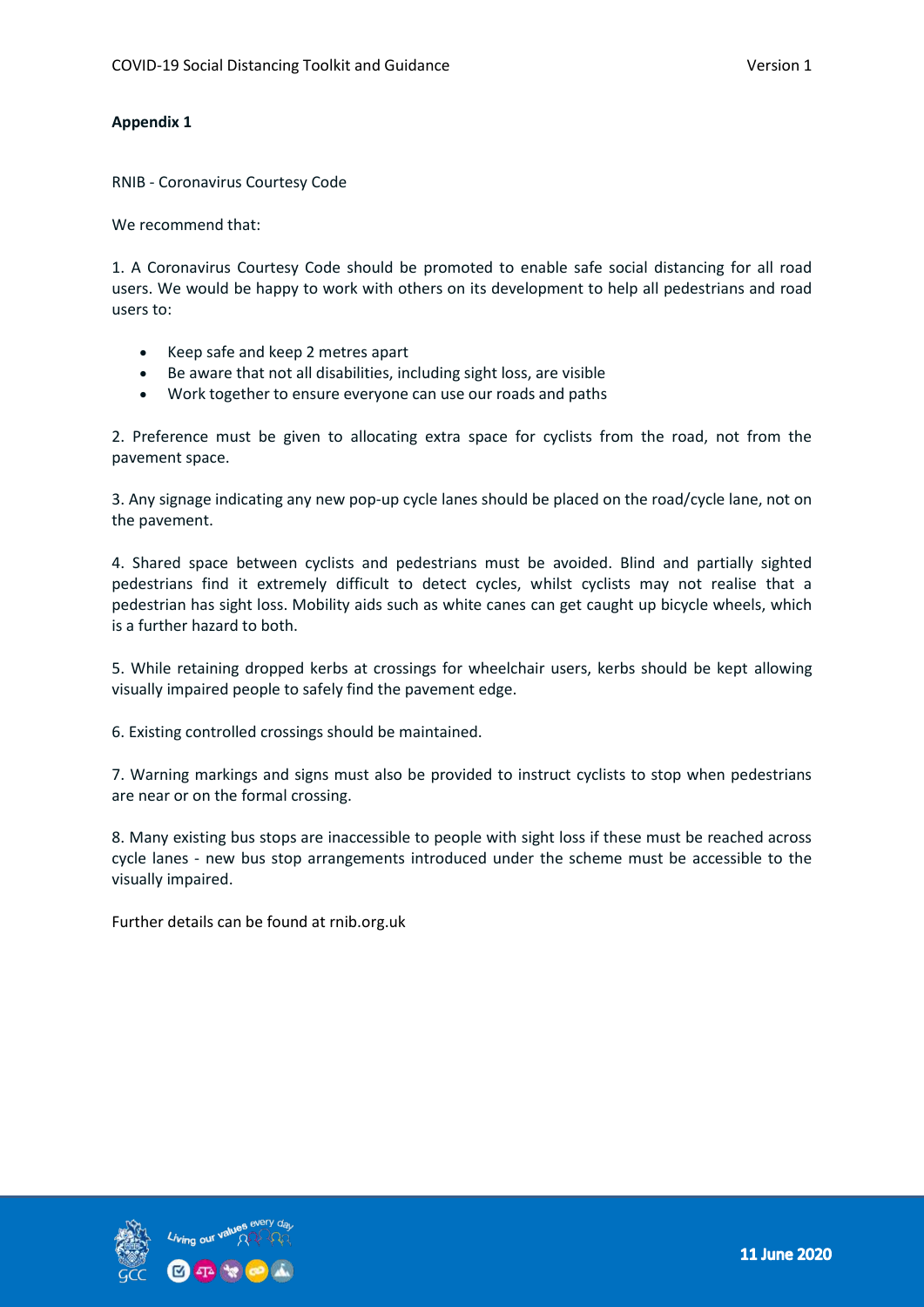**Appendix 1**

RNIB - Coronavirus Courtesy Code

We recommend that:

1. A Coronavirus Courtesy Code should be promoted to enable safe social distancing for all road users. We would be happy to work with others on its development to help all pedestrians and road users to:

- Keep safe and keep 2 metres apart
- Be aware that not all disabilities, including sight loss, are visible
- Work together to ensure everyone can use our roads and paths

2. Preference must be given to allocating extra space for cyclists from the road, not from the pavement space.

3. Any signage indicating any new pop-up cycle lanes should be placed on the road/cycle lane, not on the pavement.

4. Shared space between cyclists and pedestrians must be avoided. Blind and partially sighted pedestrians find it extremely difficult to detect cycles, whilst cyclists may not realise that a pedestrian has sight loss. Mobility aids such as white canes can get caught up bicycle wheels, which is a further hazard to both.

5. While retaining dropped kerbs at crossings for wheelchair users, kerbs should be kept allowing visually impaired people to safely find the pavement edge.

6. Existing controlled crossings should be maintained.

7. Warning markings and signs must also be provided to instruct cyclists to stop when pedestrians are near or on the formal crossing.

8. Many existing bus stops are inaccessible to people with sight loss if these must be reached across cycle lanes - new bus stop arrangements introduced under the scheme must be accessible to the visually impaired.

Further details can be found at rnib.org.uk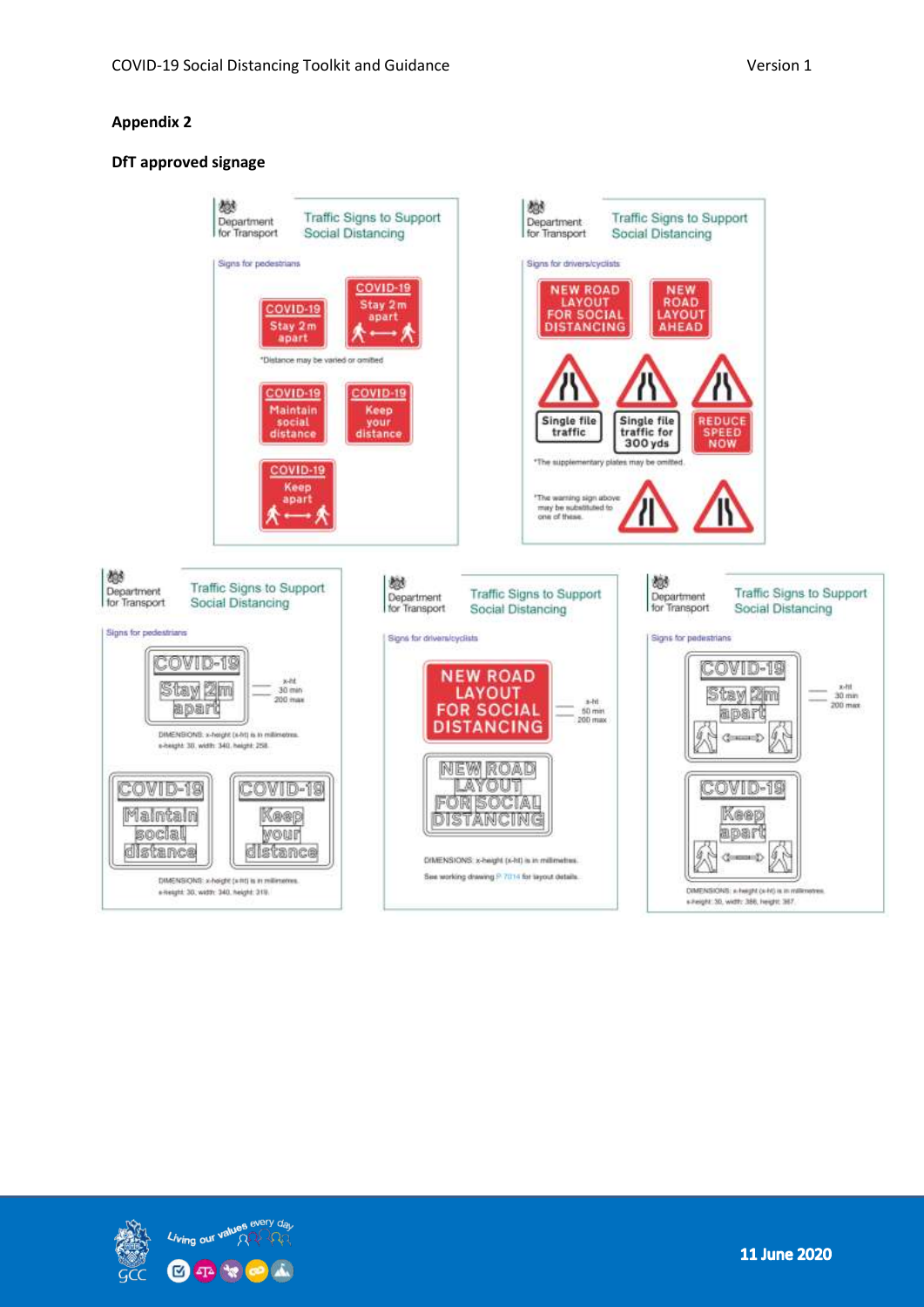## Appendix 2

### DfT approved signage

Department for Transport

Traffic Signs to Support Social Distancing

Signs for pedestrians

COVID-19 Stay 2 m apart

COVID-19 Stay 2 m apart

*Distance may be varied or omitted

COVID-19 Maintain social distance

COVID-19 Keep your distance

COVID-19 Keep apart

Department for Transport

Traffic Signs to Support Social Distancing

Signs for drivers/cyclists

NEW ROAD LAYOUT FOR SOCIAL DISTANCING

NEW ROAD LAYOUT AHEAD

Single file traffic

Single file traffic for 300 yds

REDUCE SPEED NOW

*The supplementary plates may be omitted.

*The warning sign above may be substituted to one of these.

Department for Transport

Traffic Signs to Support Social Distancing

Signs for pedestrians

COVID-19 Stay 2m apart

x-ht 30 min 200 max

DIMENSIONS: x-height (x-ht) is in millimetres. x-height: 30, width: 340, height: 258.

COVID-19 Maintain social distance

COVID-19 Keep your distance

DIMENSIONS: x-height (x-ht) is in millimetres. x-height: 30, width: 340, height: 319.

Department for Transport

Traffic Signs to Support Social Distancing

Signs for drivers/cyclists

NEW ROAD LAYOUT FOR SOCIAL DISTANCING

x-ht 50 min 200 max

NEW ROAD LAYOUT FOR SOCIAL DISTANCING

DIMENSIONS: x-height (x-ht) is in millimetres.

See working drawing P 7014 for layout details.

Department for Transport

Traffic Signs to Support Social Distancing

Signs for pedestrians

COVID-19 Stay 2m apart

x-ht 30 min 200 max

COVID-19 Keep apart

DIMENSIONS: x-height (x-ht) is in millimetres. x-height: 30, width: 386, height: 387.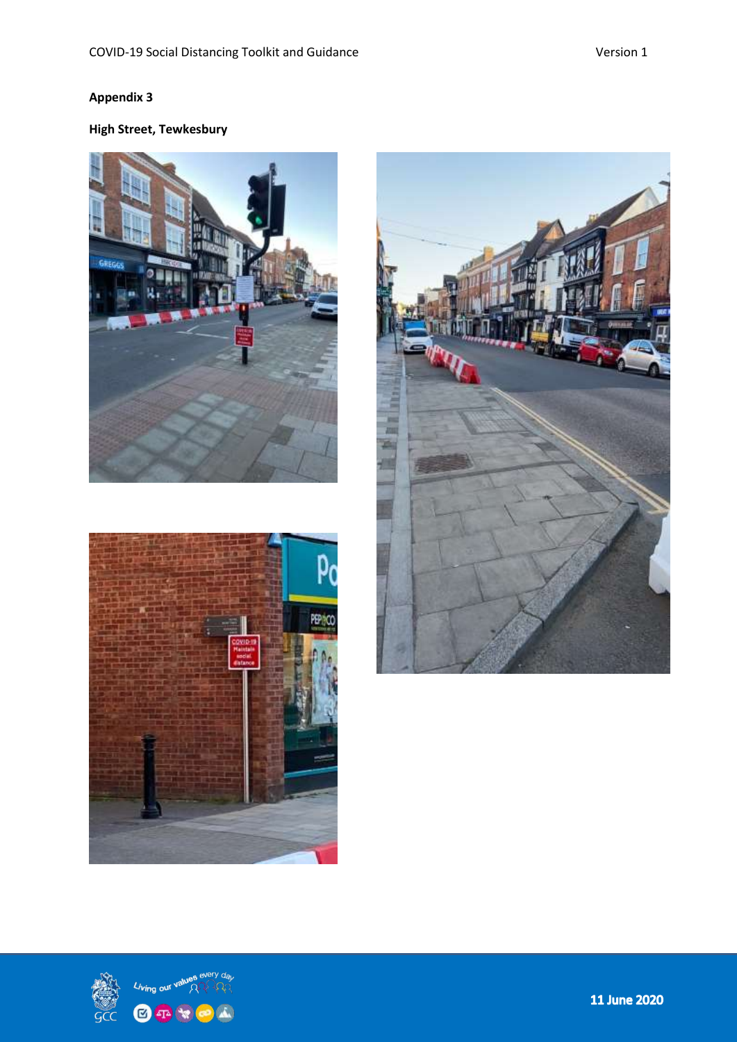**Appendix 3**

**High Street, Tewkesbury**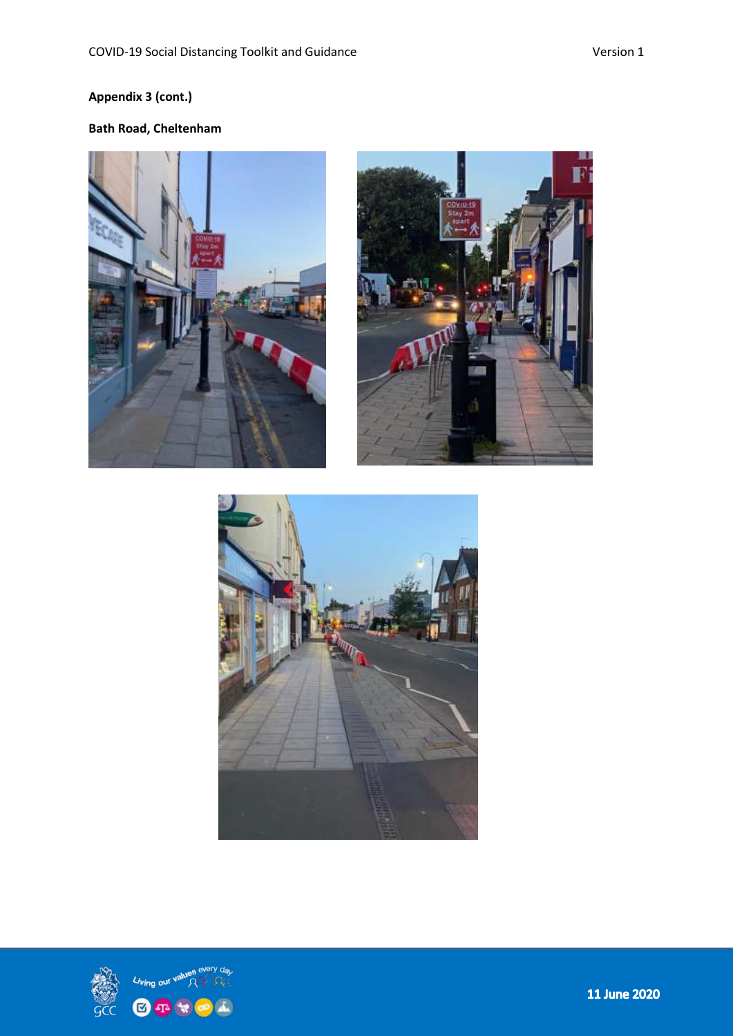**Appendix 3 (cont.)**

**Bath Road, Cheltenham**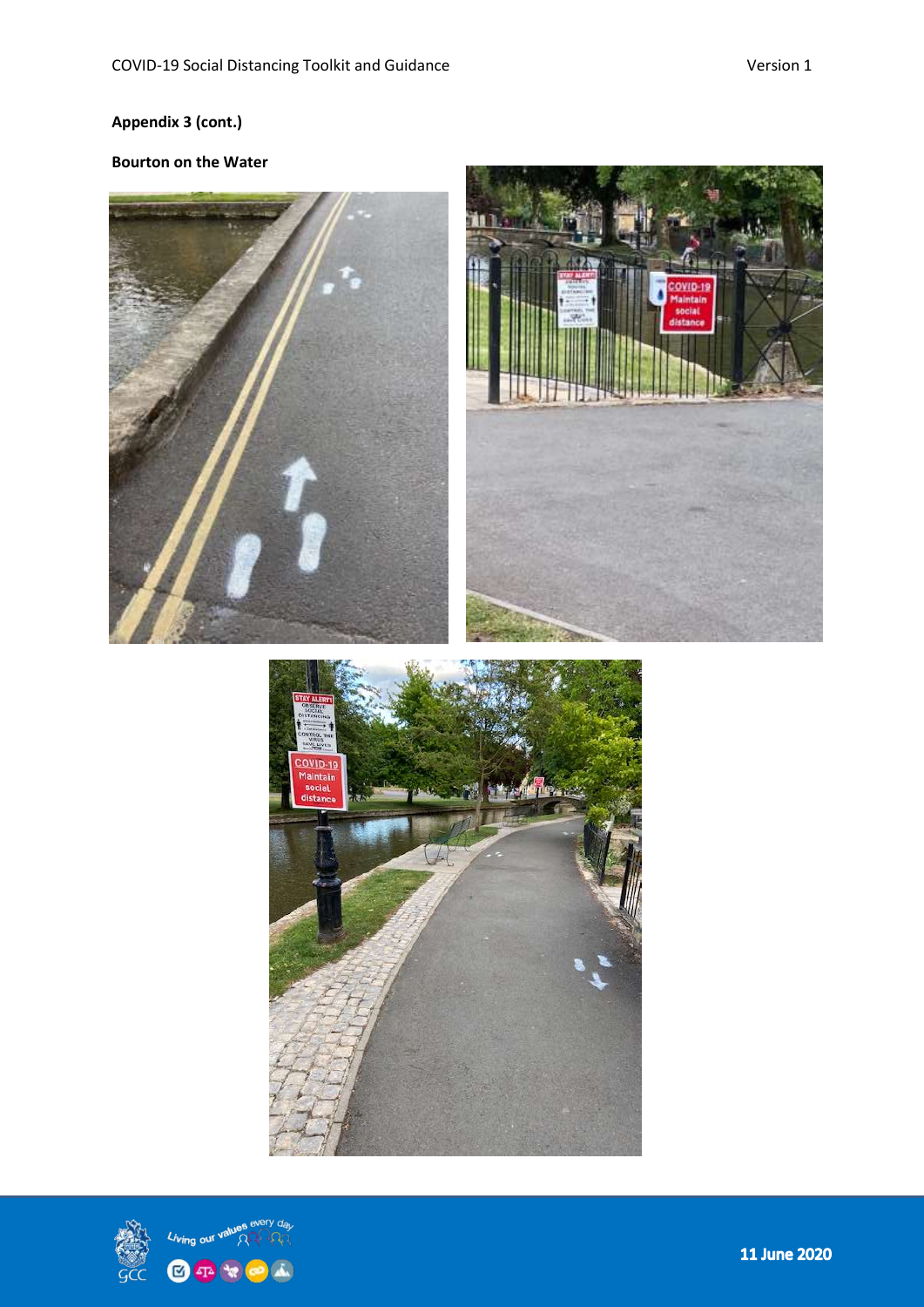**Appendix 3 (cont.)**

**Bourton on the Water**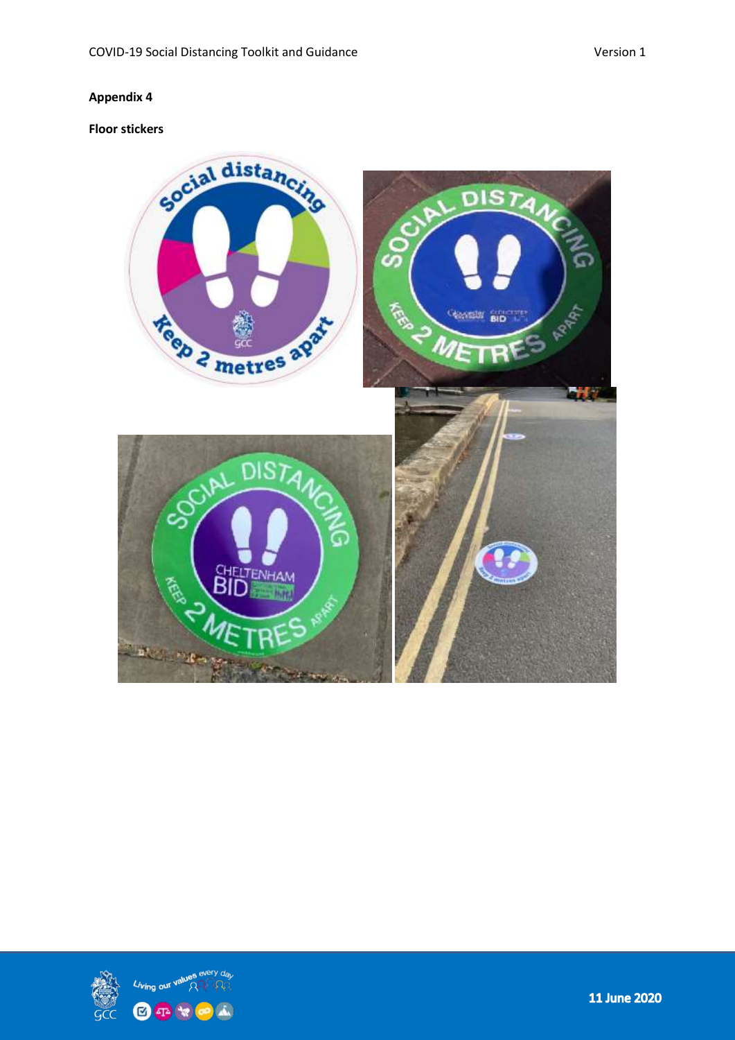**Appendix 4**

**Floor stickers**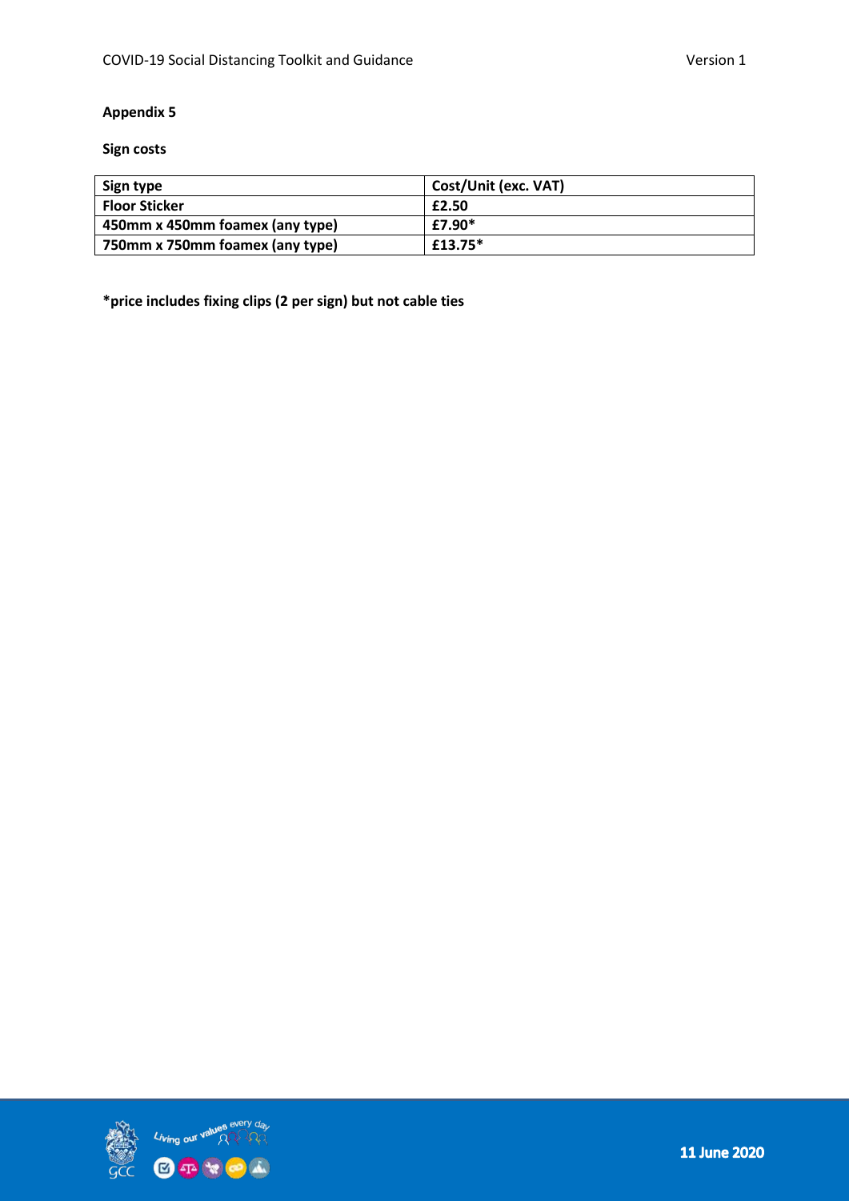**Appendix 5**

**Sign costs**

| Sign type | Cost/Unit (exc. VAT) |
|---|---|
| Floor Sticker | £2.50 |
| 450mm x 450mm foamex (any type) | £7.90* |
| 750mm x 750mm foamex (any type) | £13.75* |

***price includes fixing clips (2 per sign) but not cable ties**